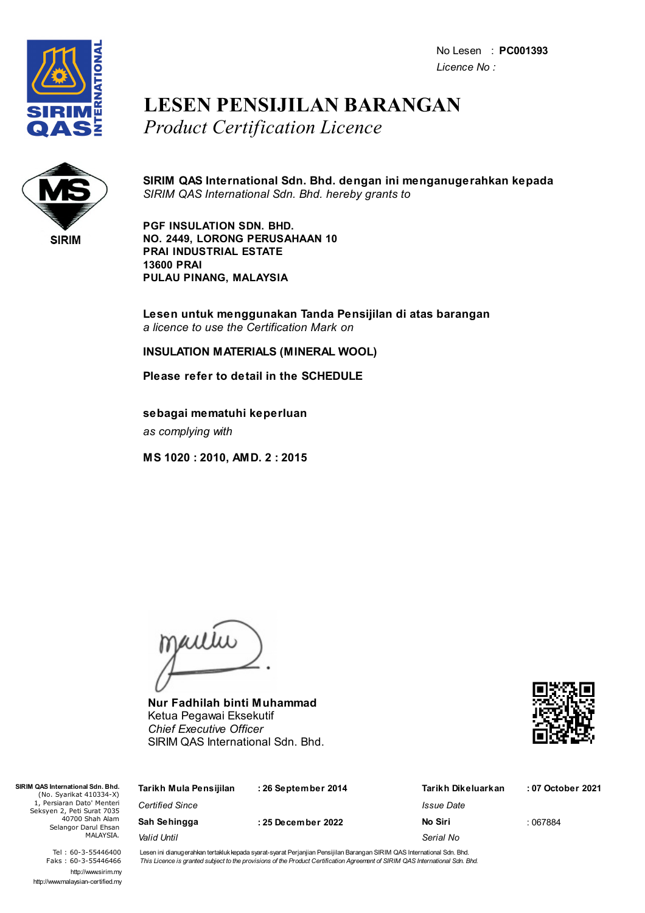No Lesen : **PC001393**
*Licence No :*

# LESEN PENSIJILAN BARANGAN

*Product Certification Licence*

SIRIM

**SIRIM QAS International Sdn. Bhd. dengan ini menganugerahkan kepada**
*SIRIM QAS International Sdn. Bhd. hereby grants to*

**PGF INSULATION SDN. BHD.**
**NO. 2449, LORONG PERUSAHAAN 10**
**PRAI INDUSTRIAL ESTATE**
**13600 PRAI**
**PULAU PINANG, MALAYSIA**

**Lesen untuk menggunakan Tanda Pensijilan di atas barangan**
*a licence to use the Certification Mark on*

**INSULATION MATERIALS (MINERAL WOOL)**

**Please refer to detail in the SCHEDULE**

**sebagai mematuhi keperluan**
*as complying with*

**MS 1020 : 2010, AMD. 2 : 2015**

**Nur Fadhilah binti Muhammad**
Ketua Pegawai Eksekutif
*Chief Executive Officer*
SIRIM QAS International Sdn. Bhd.

**SIRIM QAS International Sdn. Bhd.**
(No. Syarikat 410334-X)
1, Persiaran Dato' Menteri
Seksyen 2, Peti Surat 7035
40700 Shah Alam
Selangor Darul Ehsan
MALAYSIA.

Tel : 60-3-55446400
Faks : 60-3-55446466
http://www.sirim.my
http://www.malaysian-certified.my

| | | | |
|---|---|---|---|
| **Tarikh Mula Pensijilan** *Certified Since* | **: 26 September 2014** | **Tarikh Dikeluarkan** *Issue Date* | **: 07 October 2021** |
| **Sah Sehingga** *Valid Until* | **: 25 December 2022** | **No Siri** *Serial No* | : 067884 |

Lesen ini dianugerahkan tertakluk kepada syarat-syarat Perjanjian Pensijilan Barangan SIRIM QAS International Sdn. Bhd.
*This Licence is granted subject to the provisions of the Product Certification Agreement of SIRIM QAS International Sdn. Bhd.*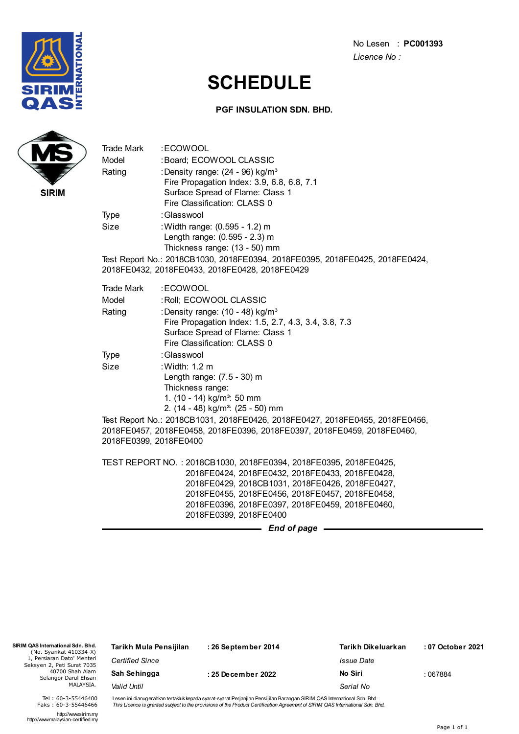No Lesen : **PC001393**
*Licence No :*

# SCHEDULE

**PGF INSULATION SDN. BHD.**

SIRIM

| | |
|---|---|
| Trade Mark | : ECOWOOL |
| Model | : Board; ECOWOOL CLASSIC |
| Rating | : Density range: (24 - 96) kg/m³<br>Fire Propagation Index: 3.9, 6.8, 6.8, 7.1<br>Surface Spread of Flame: Class 1<br>Fire Classification: CLASS 0 |
| Type | : Glasswool |
| Size | : Width range: (0.595 - 1.2) m<br>Length range: (0.595 - 2.3) m<br>Thickness range: (13 - 50) mm |

Test Report No.: 2018CB1030, 2018FE0394, 2018FE0395, 2018FE0425, 2018FE0424, 2018FE0432, 2018FE0433, 2018FE0428, 2018FE0429

| | |
|---|---|
| Trade Mark | : ECOWOOL |
| Model | : Roll; ECOWOOL CLASSIC |
| Rating | : Density range: (10 - 48) kg/m³<br>Fire Propagation Index: 1.5, 2.7, 4.3, 3.4, 3.8, 7.3<br>Surface Spread of Flame: Class 1<br>Fire Classification: CLASS 0 |
| Type | : Glasswool |
| Size | : Width: 1.2 m<br>Length range: (7.5 - 30) m<br>Thickness range:<br>1. (10 - 14) kg/m³: 50 mm<br>2. (14 - 48) kg/m³: (25 - 50) mm |

Test Report No.: 2018CB1031, 2018FE0426, 2018FE0427, 2018FE0455, 2018FE0456, 2018FE0457, 2018FE0458, 2018FE0396, 2018FE0397, 2018FE0459, 2018FE0460, 2018FE0399, 2018FE0400

TEST REPORT NO. : 2018CB1030, 2018FE0394, 2018FE0395, 2018FE0425, 2018FE0424, 2018FE0432, 2018FE0433, 2018FE0428, 2018FE0429, 2018CB1031, 2018FE0426, 2018FE0427, 2018FE0455, 2018FE0456, 2018FE0457, 2018FE0458, 2018FE0396, 2018FE0397, 2018FE0459, 2018FE0460, 2018FE0399, 2018FE0400

***End of page***

**SIRIM QAS International Sdn. Bhd.**
(No. Syarikat 410334-X)
1, Persiaran Dato' Menteri
Seksyen 2, Peti Surat 7035
40700 Shah Alam
Selangor Darul Ehsan
MALAYSIA.

Tel : 60-3-55446400
Faks : 60-3-55446466

http://www.sirim.my
http://www.malaysian-certified.my

| | | | |
|---|---|---|---|
| **Tarikh Mula Pensijilan**<br>*Certified Since* | **: 26 September 2014** | **Tarikh Dikeluarkan**<br>*Issue Date* | **: 07 October 2021** |
| **Sah Sehingga**<br>*Valid Until* | **: 25 December 2022** | **No Siri**<br>*Serial No* | : 067884 |

Lesen ini dianugerahkan tertakluk kepada syarat-syarat Perjanjian Pensijilan Barangan SIRIM QAS International Sdn. Bhd.
*This Licence is granted subject to the provisions of the Product Certification Agreement of SIRIM QAS International Sdn. Bhd.*